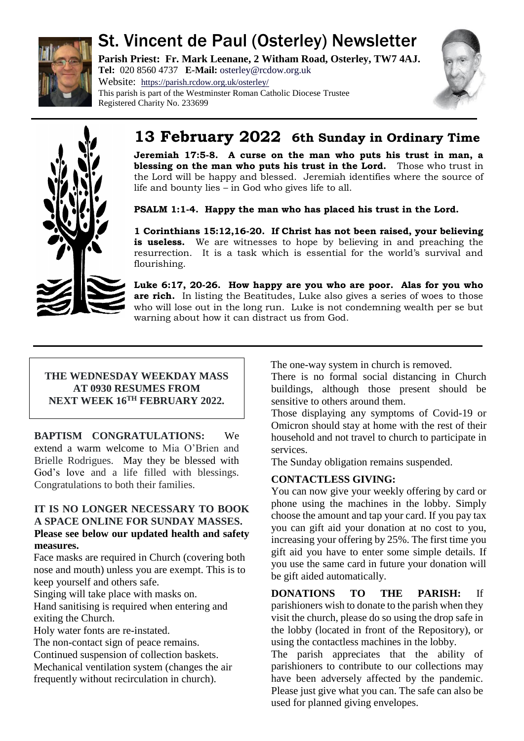# St. Vincent de Paul (Osterley) Newsletter

**Parish Priest: Fr. Mark Leenane, 2 Witham Road, Osterley, TW7 4AJ.**
**Tel:** 020 8560 4737 **E-Mail:** osterley@rcdow.org.uk
Website: https://parish.rcdow.org.uk/osterley/
This parish is part of the Westminster Roman Catholic Diocese Trustee
Registered Charity No. 233699

## 13 February 2022 6th Sunday in Ordinary Time

**Jeremiah 17:5-8. A curse on the man who puts his trust in man, a blessing on the man who puts his trust in the Lord.** Those who trust in the Lord will be happy and blessed. Jeremiah identifies where the source of life and bounty lies – in God who gives life to all.

**PSALM 1:1-4. Happy the man who has placed his trust in the Lord.**

**1 Corinthians 15:12,16-20. If Christ has not been raised, your believing is useless.** We are witnesses to hope by believing in and preaching the resurrection. It is a task which is essential for the world's survival and flourishing.

**Luke 6:17, 20-26. How happy are you who are poor. Alas for you who are rich.** In listing the Beatitudes, Luke also gives a series of woes to those who will lose out in the long run. Luke is not condemning wealth per se but warning about how it can distract us from God.

---

**THE WEDNESDAY WEEKDAY MASS AT 0930 RESUMES FROM NEXT WEEK 16TH FEBRUARY 2022.**

**BAPTISM CONGRATULATIONS:** We extend a warm welcome to Mia O'Brien and Brielle Rodrigues. May they be blessed with God's love and a life filled with blessings. Congratulations to both their families.

**IT IS NO LONGER NECESSARY TO BOOK A SPACE ONLINE FOR SUNDAY MASSES. Please see below our updated health and safety measures.**

Face masks are required in Church (covering both nose and mouth) unless you are exempt. This is to keep yourself and others safe.
Singing will take place with masks on.
Hand sanitising is required when entering and exiting the Church.
Holy water fonts are re-instated.
The non-contact sign of peace remains.
Continued suspension of collection baskets.
Mechanical ventilation system (changes the air frequently without recirculation in church).
The one-way system in church is removed.
There is no formal social distancing in Church buildings, although those present should be sensitive to others around them.
Those displaying any symptoms of Covid-19 or Omicron should stay at home with the rest of their household and not travel to church to participate in services.
The Sunday obligation remains suspended.

**CONTACTLESS GIVING:**
You can now give your weekly offering by card or phone using the machines in the lobby. Simply choose the amount and tap your card. If you pay tax you can gift aid your donation at no cost to you, increasing your offering by 25%. The first time you gift aid you have to enter some simple details. If you use the same card in future your donation will be gift aided automatically.

**DONATIONS TO THE PARISH:** If parishioners wish to donate to the parish when they visit the church, please do so using the drop safe in the lobby (located in front of the Repository), or using the contactless machines in the lobby.
The parish appreciates that the ability of parishioners to contribute to our collections may have been adversely affected by the pandemic. Please just give what you can. The safe can also be used for planned giving envelopes.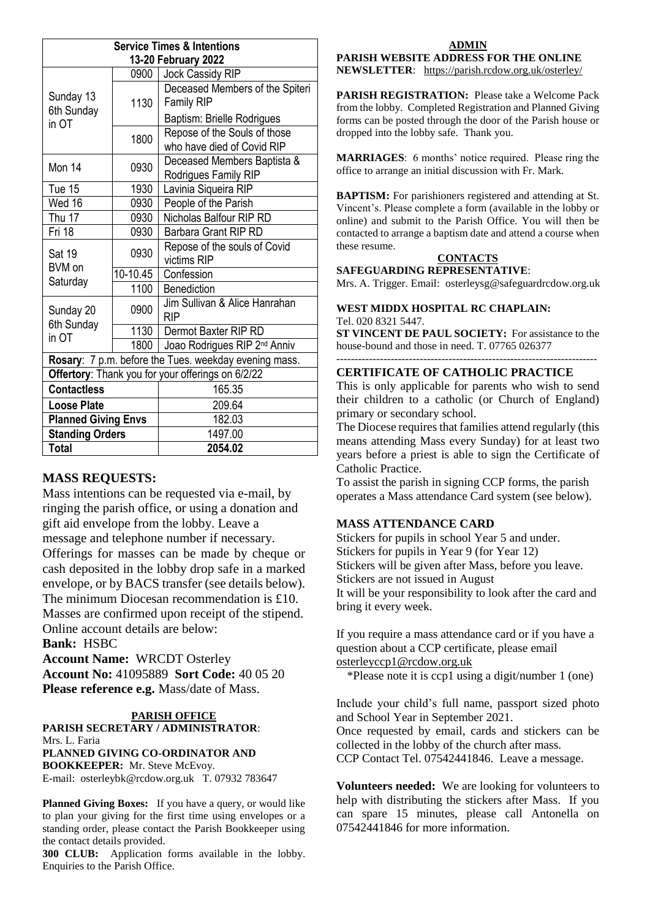| Service Times & Intentions 13-20 February 2022 | | |
|---|---|---|
| Sunday 13 6th Sunday in OT | 0900 | Jock Cassidy RIP |
| | 1130 | Deceased Members of the Spiteri Family RIP |
| | | Baptism: Brielle Rodrigues |
| | 1800 | Repose of the Souls of those who have died of Covid RIP |
| Mon 14 | 0930 | Deceased Members Baptista & Rodrigues Family RIP |
| Tue 15 | 1930 | Lavinia Siqueira RIP |
| Wed 16 | 0930 | People of the Parish |
| Thu 17 | 0930 | Nicholas Balfour RIP RD |
| Fri 18 | 0930 | Barbara Grant RIP RD |
| Sat 19 BVM on Saturday | 0930 | Repose of the souls of Covid victims RIP |
| | 10-10.45 | Confession |
| | 1100 | Benediction |
| Sunday 20 6th Sunday in OT | 0900 | Jim Sullivan & Alice Hanrahan RIP |
| | 1130 | Dermot Baxter RIP RD |
| | 1800 | Joao Rodrigues RIP 2nd Anniv |
| **Rosary**: 7 p.m. before the Tues. weekday evening mass. | | |
| **Offertory**: Thank you for your offerings on 6/2/22 | | |
| **Contactless** | | 165.35 |
| **Loose Plate** | | 209.64 |
| **Planned Giving Envs** | | 182.03 |
| **Standing Orders** | | 1497.00 |
| **Total** | | **2054.02** |

## MASS REQUESTS:

Mass intentions can be requested via e-mail, by ringing the parish office, or using a donation and gift aid envelope from the lobby. Leave a message and telephone number if necessary. Offerings for masses can be made by cheque or cash deposited in the lobby drop safe in a marked envelope, or by BACS transfer (see details below). The minimum Diocesan recommendation is £10. Masses are confirmed upon receipt of the stipend. Online account details are below:

**Bank:** HSBC
**Account Name:** WRCDT Osterley
**Account No:** 41095889 **Sort Code:** 40 05 20
**Please reference e.g.** Mass/date of Mass.

### PARISH OFFICE

**PARISH SECRETARY / ADMINISTRATOR**:
Mrs. L. Faria
**PLANNED GIVING CO-ORDINATOR AND BOOKKEEPER:** Mr. Steve McEvoy.
E-mail: osterleybk@rcdow.org.uk T. 07932 783647

**Planned Giving Boxes:** If you have a query, or would like to plan your giving for the first time using envelopes or a standing order, please contact the Parish Bookkeeper using the contact details provided.

**300 CLUB:** Application forms available in the lobby. Enquiries to the Parish Office.

### ADMIN

**PARISH WEBSITE ADDRESS FOR THE ONLINE NEWSLETTER**: https://parish.rcdow.org.uk/osterley/

**PARISH REGISTRATION:** Please take a Welcome Pack from the lobby. Completed Registration and Planned Giving forms can be posted through the door of the Parish house or dropped into the lobby safe. Thank you.

**MARRIAGES**: 6 months' notice required. Please ring the office to arrange an initial discussion with Fr. Mark.

**BAPTISM:** For parishioners registered and attending at St. Vincent's. Please complete a form (available in the lobby or online) and submit to the Parish Office. You will then be contacted to arrange a baptism date and attend a course when these resume.

### CONTACTS

**SAFEGUARDING REPRESENTATIVE**:
Mrs. A. Trigger. Email: osterleysg@safeguardrcdow.org.uk

**WEST MIDDX HOSPITAL RC CHAPLAIN:**
Tel. 020 8321 5447.

**ST VINCENT DE PAUL SOCIETY:** For assistance to the house-bound and those in need. T. 07765 026377

---

## CERTIFICATE OF CATHOLIC PRACTICE

This is only applicable for parents who wish to send their children to a catholic (or Church of England) primary or secondary school.

The Diocese requires that families attend regularly (this means attending Mass every Sunday) for at least two years before a priest is able to sign the Certificate of Catholic Practice.

To assist the parish in signing CCP forms, the parish operates a Mass attendance Card system (see below).

## MASS ATTENDANCE CARD

Stickers for pupils in school Year 5 and under.
Stickers for pupils in Year 9 (for Year 12)
Stickers will be given after Mass, before you leave.
Stickers are not issued in August
It will be your responsibility to look after the card and bring it every week.

If you require a mass attendance card or if you have a question about a CCP certificate, please email osterleyccp1@rcdow.org.uk
*Please note it is ccp1 using a digit/number 1 (one)

Include your child's full name, passport sized photo and School Year in September 2021.
Once requested by email, cards and stickers can be collected in the lobby of the church after mass.
CCP Contact Tel. 07542441846. Leave a message.

**Volunteers needed:** We are looking for volunteers to help with distributing the stickers after Mass. If you can spare 15 minutes, please call Antonella on 07542441846 for more information.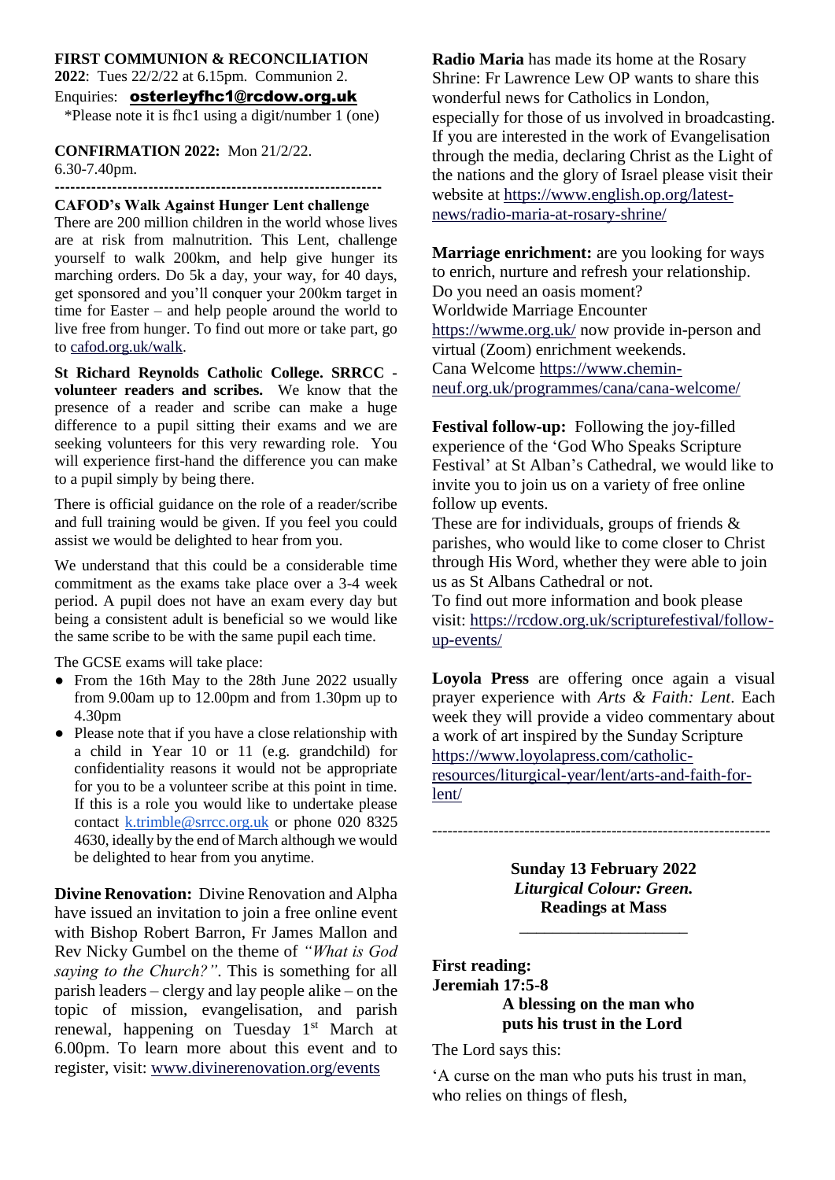**FIRST COMMUNION & RECONCILIATION 2022**: Tues 22/2/22 at 6.15pm. Communion 2.

Enquiries: **osterleyfhc1@rcdow.org.uk**

*Please note it is fhc1 using a digit/number 1 (one)

**CONFIRMATION 2022:** Mon 21/2/22. 6.30-7.40pm.

---

**CAFOD's Walk Against Hunger Lent challenge**

There are 200 million children in the world whose lives are at risk from malnutrition. This Lent, challenge yourself to walk 200km, and help give hunger its marching orders. Do 5k a day, your way, for 40 days, get sponsored and you'll conquer your 200km target in time for Easter – and help people around the world to live free from hunger. To find out more or take part, go to cafod.org.uk/walk.

**St Richard Reynolds Catholic College. SRRCC - volunteer readers and scribes.** We know that the presence of a reader and scribe can make a huge difference to a pupil sitting their exams and we are seeking volunteers for this very rewarding role. You will experience first-hand the difference you can make to a pupil simply by being there.

There is official guidance on the role of a reader/scribe and full training would be given. If you feel you could assist we would be delighted to hear from you.

We understand that this could be a considerable time commitment as the exams take place over a 3-4 week period. A pupil does not have an exam every day but being a consistent adult is beneficial so we would like the same scribe to be with the same pupil each time.

The GCSE exams will take place:

- From the 16th May to the 28th June 2022 usually from 9.00am up to 12.00pm and from 1.30pm up to 4.30pm
- Please note that if you have a close relationship with a child in Year 10 or 11 (e.g. grandchild) for confidentiality reasons it would not be appropriate for you to be a volunteer scribe at this point in time. If this is a role you would like to undertake please contact k.trimble@srrcc.org.uk or phone 020 8325 4630, ideally by the end of March although we would be delighted to hear from you anytime.

**Divine Renovation:** Divine Renovation and Alpha have issued an invitation to join a free online event with Bishop Robert Barron, Fr James Mallon and Rev Nicky Gumbel on the theme of *"What is God saying to the Church?"*. This is something for all parish leaders – clergy and lay people alike – on the topic of mission, evangelisation, and parish renewal, happening on Tuesday 1st March at 6.00pm. To learn more about this event and to register, visit: www.divinerenovation.org/events

**Radio Maria** has made its home at the Rosary Shrine: Fr Lawrence Lew OP wants to share this wonderful news for Catholics in London, especially for those of us involved in broadcasting. If you are interested in the work of Evangelisation through the media, declaring Christ as the Light of the nations and the glory of Israel please visit their website at https://www.english.op.org/latest-news/radio-maria-at-rosary-shrine/

**Marriage enrichment:** are you looking for ways to enrich, nurture and refresh your relationship. Do you need an oasis moment?

Worldwide Marriage Encounter https://wwme.org.uk/ now provide in-person and virtual (Zoom) enrichment weekends.

Cana Welcome https://www.chemin-neuf.org.uk/programmes/cana/cana-welcome/

**Festival follow-up:** Following the joy-filled experience of the 'God Who Speaks Scripture Festival' at St Alban's Cathedral, we would like to invite you to join us on a variety of free online follow up events.

These are for individuals, groups of friends & parishes, who would like to come closer to Christ through His Word, whether they were able to join us as St Albans Cathedral or not.

To find out more information and book please visit: https://rcdow.org.uk/scripturefestival/follow-up-events/

**Loyola Press** are offering once again a visual prayer experience with *Arts & Faith: Lent*. Each week they will provide a video commentary about a work of art inspired by the Sunday Scripture https://www.loyolapress.com/catholic-resources/liturgical-year/lent/arts-and-faith-for-lent/

---

**Sunday 13 February 2022**
***Liturgical Colour: Green.***
**Readings at Mass**

---

**First reading:**
**Jeremiah 17:5-8**
**A blessing on the man who puts his trust in the Lord**

The Lord says this:

'A curse on the man who puts his trust in man,
who relies on things of flesh,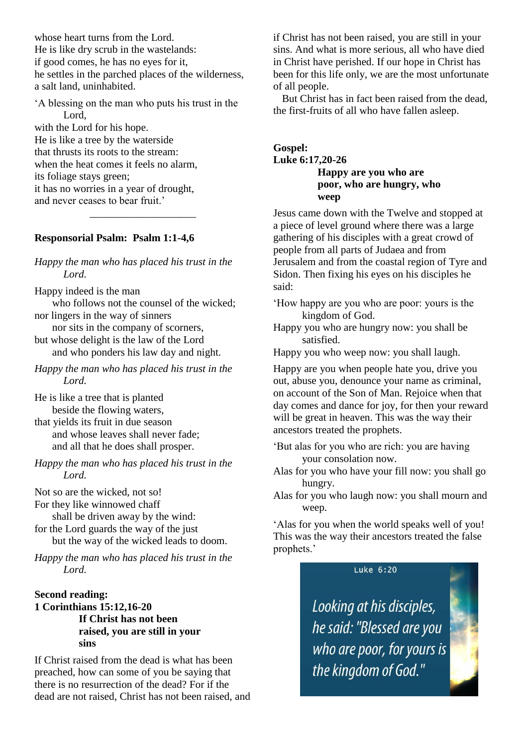whose heart turns from the Lord.
He is like dry scrub in the wastelands:
if good comes, he has no eyes for it,
he settles in the parched places of the wilderness,
a salt land, uninhabited.

'A blessing on the man who puts his trust in the Lord,
with the Lord for his hope.
He is like a tree by the waterside
that thrusts its roots to the stream:
when the heat comes it feels no alarm,
its foliage stays green;
it has no worries in a year of drought,
and never ceases to bear fruit.'

---

**Responsorial Psalm: Psalm 1:1-4,6**

*Happy the man who has placed his trust in the Lord.*

Happy indeed is the man
who follows not the counsel of the wicked;
nor lingers in the way of sinners
nor sits in the company of scorners,
but whose delight is the law of the Lord
and who ponders his law day and night.

*Happy the man who has placed his trust in the Lord.*

He is like a tree that is planted
beside the flowing waters,
that yields its fruit in due season
and whose leaves shall never fade;
and all that he does shall prosper.

*Happy the man who has placed his trust in the Lord.*

Not so are the wicked, not so!
For they like winnowed chaff
shall be driven away by the wind:
for the Lord guards the way of the just
but the way of the wicked leads to doom.

*Happy the man who has placed his trust in the Lord.*

**Second reading:**
**1 Corinthians 15:12,16-20**

**If Christ has not been raised, you are still in your sins**

If Christ raised from the dead is what has been preached, how can some of you be saying that there is no resurrection of the dead? For if the dead are not raised, Christ has not been raised, and if Christ has not been raised, you are still in your sins. And what is more serious, all who have died in Christ have perished. If our hope in Christ has been for this life only, we are the most unfortunate of all people.

But Christ has in fact been raised from the dead, the first-fruits of all who have fallen asleep.

**Gospel:**
**Luke 6:17,20-26**

**Happy are you who are poor, who are hungry, who weep**

Jesus came down with the Twelve and stopped at a piece of level ground where there was a large gathering of his disciples with a great crowd of people from all parts of Judaea and from Jerusalem and from the coastal region of Tyre and Sidon. Then fixing his eyes on his disciples he said:

'How happy are you who are poor: yours is the kingdom of God.
Happy you who are hungry now: you shall be satisfied.
Happy you who weep now: you shall laugh.

Happy are you when people hate you, drive you out, abuse you, denounce your name as criminal, on account of the Son of Man. Rejoice when that day comes and dance for joy, for then your reward will be great in heaven. This was the way their ancestors treated the prophets.

'But alas for you who are rich: you are having your consolation now.
Alas for you who have your fill now: you shall go hungry.
Alas for you who laugh now: you shall mourn and weep.

'Alas for you when the world speaks well of you! This was the way their ancestors treated the false prophets.'

Luke 6:20

*Looking at his disciples, he said: "Blessed are you who are poor, for yours is the kingdom of God."*